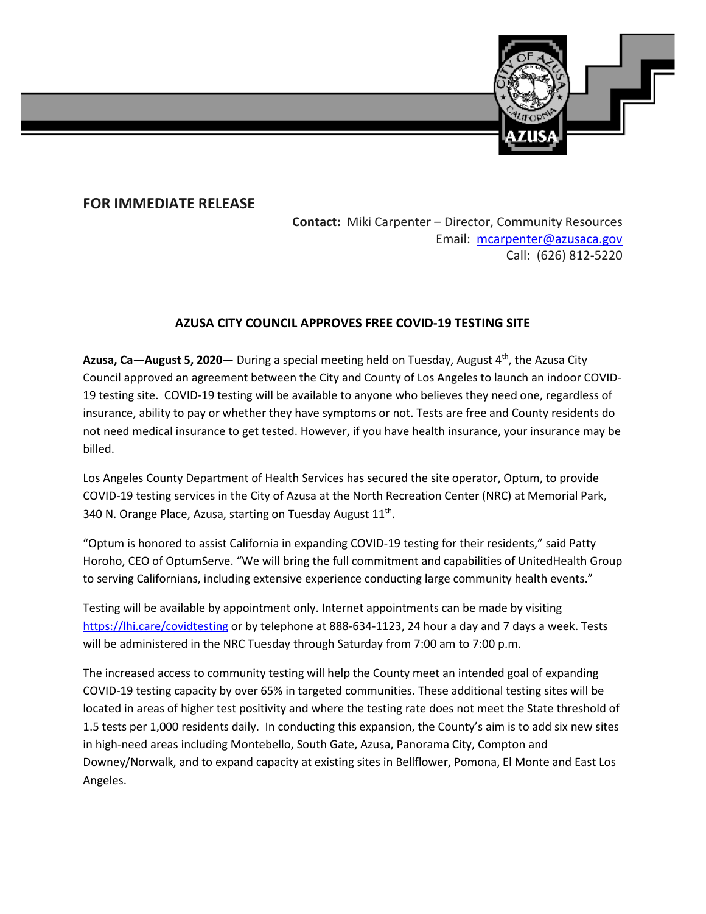**FOR IMMEDIATE RELEASE**

**Contact:** Miki Carpenter – Director, Community Resources
Email: mcarpenter@azusaca.gov
Call: (626) 812-5220

## AZUSA CITY COUNCIL APPROVES FREE COVID-19 TESTING SITE

**Azusa, Ca—August 5, 2020—** During a special meeting held on Tuesday, August 4th, the Azusa City Council approved an agreement between the City and County of Los Angeles to launch an indoor COVID-19 testing site. COVID-19 testing will be available to anyone who believes they need one, regardless of insurance, ability to pay or whether they have symptoms or not. Tests are free and County residents do not need medical insurance to get tested. However, if you have health insurance, your insurance may be billed.

Los Angeles County Department of Health Services has secured the site operator, Optum, to provide COVID-19 testing services in the City of Azusa at the North Recreation Center (NRC) at Memorial Park, 340 N. Orange Place, Azusa, starting on Tuesday August 11th.

"Optum is honored to assist California in expanding COVID-19 testing for their residents," said Patty Horoho, CEO of OptumServe. "We will bring the full commitment and capabilities of UnitedHealth Group to serving Californians, including extensive experience conducting large community health events."

Testing will be available by appointment only. Internet appointments can be made by visiting https://lhi.care/covidtesting or by telephone at 888-634-1123, 24 hour a day and 7 days a week. Tests will be administered in the NRC Tuesday through Saturday from 7:00 am to 7:00 p.m.

The increased access to community testing will help the County meet an intended goal of expanding COVID-19 testing capacity by over 65% in targeted communities. These additional testing sites will be located in areas of higher test positivity and where the testing rate does not meet the State threshold of 1.5 tests per 1,000 residents daily. In conducting this expansion, the County's aim is to add six new sites in high-need areas including Montebello, South Gate, Azusa, Panorama City, Compton and Downey/Norwalk, and to expand capacity at existing sites in Bellflower, Pomona, El Monte and East Los Angeles.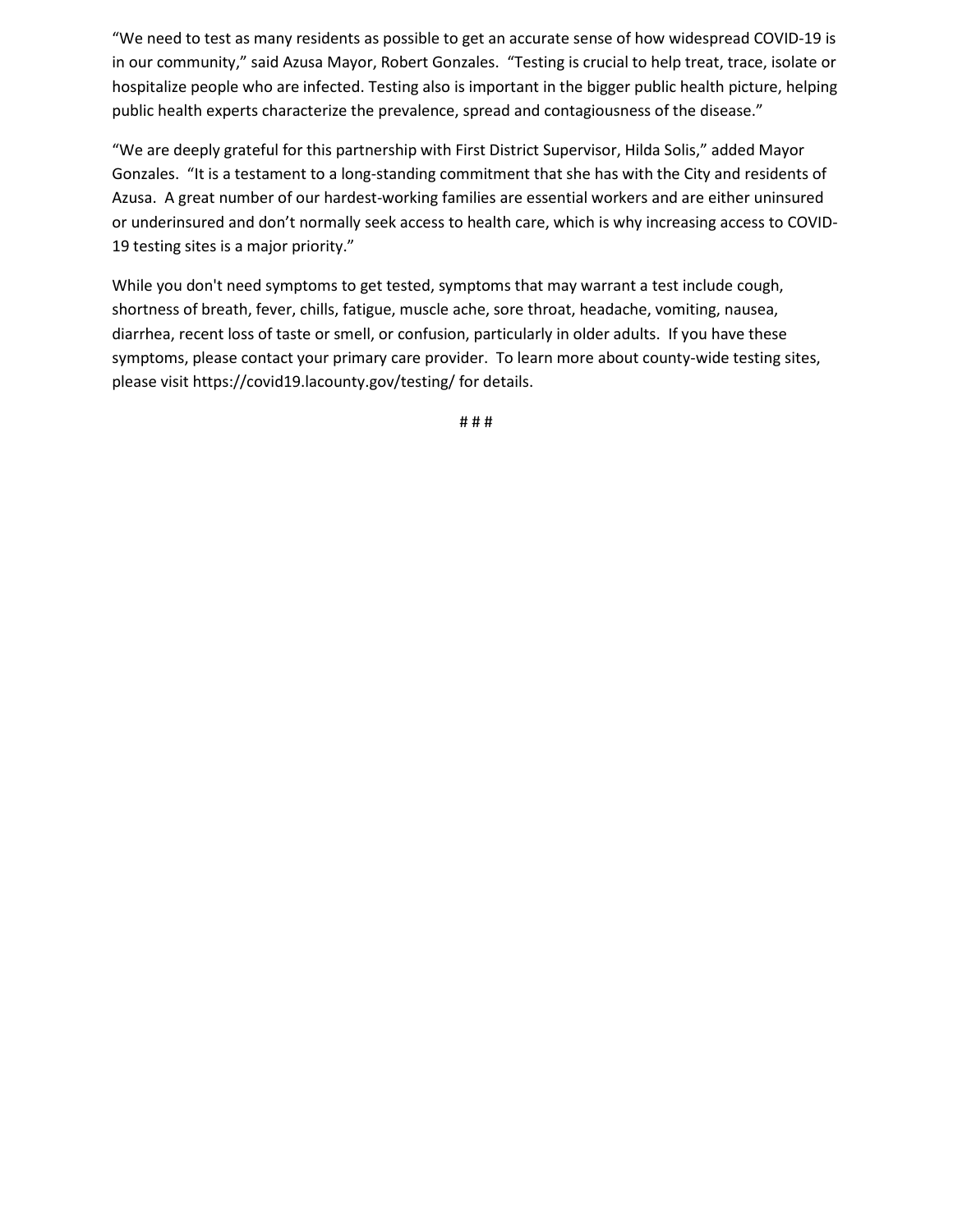"We need to test as many residents as possible to get an accurate sense of how widespread COVID-19 is in our community," said Azusa Mayor, Robert Gonzales. "Testing is crucial to help treat, trace, isolate or hospitalize people who are infected. Testing also is important in the bigger public health picture, helping public health experts characterize the prevalence, spread and contagiousness of the disease."

"We are deeply grateful for this partnership with First District Supervisor, Hilda Solis," added Mayor Gonzales. "It is a testament to a long-standing commitment that she has with the City and residents of Azusa. A great number of our hardest-working families are essential workers and are either uninsured or underinsured and don't normally seek access to health care, which is why increasing access to COVID-19 testing sites is a major priority."

While you don't need symptoms to get tested, symptoms that may warrant a test include cough, shortness of breath, fever, chills, fatigue, muscle ache, sore throat, headache, vomiting, nausea, diarrhea, recent loss of taste or smell, or confusion, particularly in older adults. If you have these symptoms, please contact your primary care provider. To learn more about county-wide testing sites, please visit https://covid19.lacounty.gov/testing/ for details.

# # #